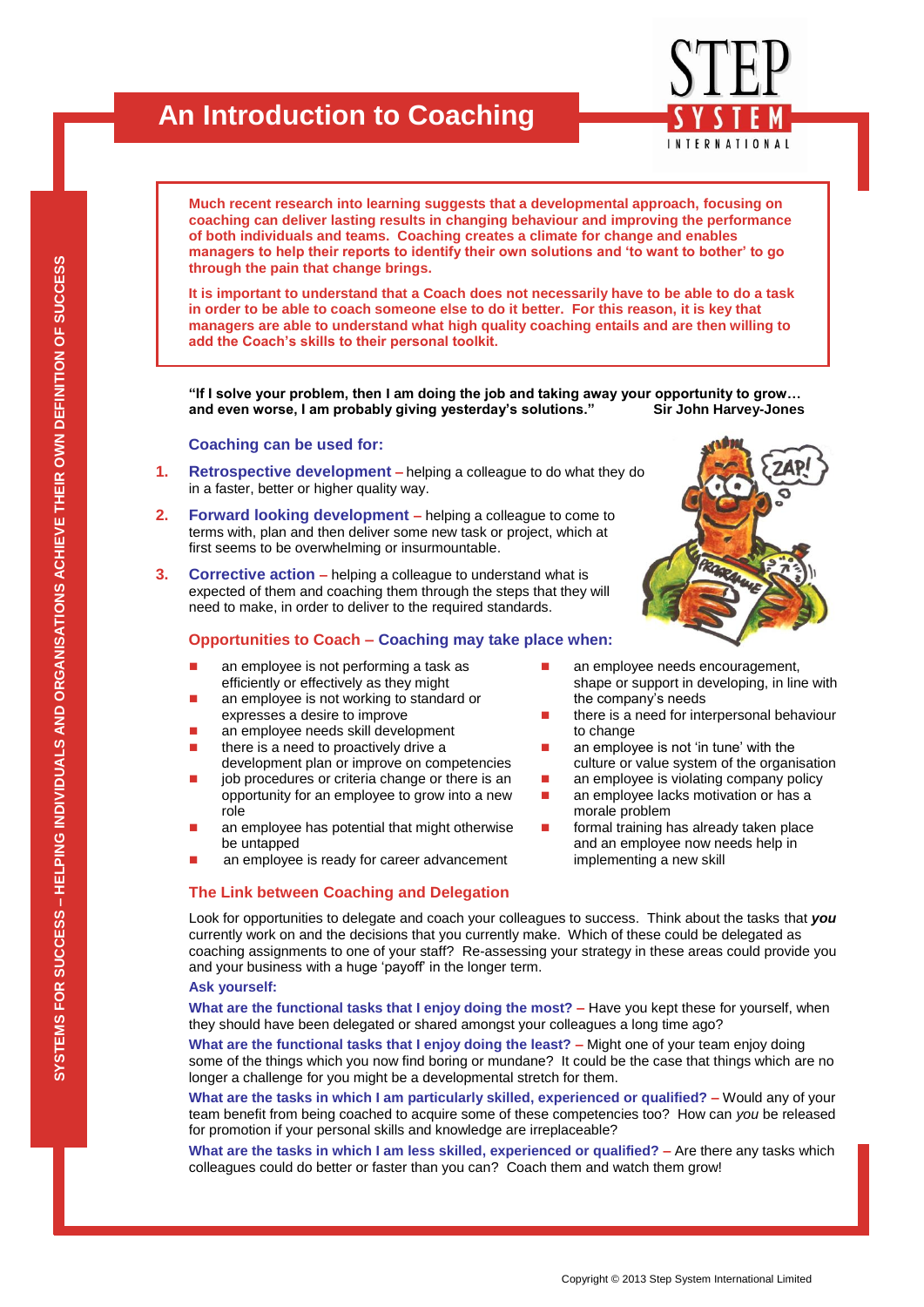# An Introduction to Coaching

**Much recent research into learning suggests that a developmental approach, focusing on coaching can deliver lasting results in changing behaviour and improving the performance of both individuals and teams. Coaching creates a climate for change and enables managers to help their reports to identify their own solutions and 'to want to bother' to go through the pain that change brings.**

**It is important to understand that a Coach does not necessarily have to be able to do a task in order to be able to coach someone else to do it better. For this reason, it is key that managers are able to understand what high quality coaching entails and are then willing to add the Coach's skills to their personal toolkit.**

**"If I solve your problem, then I am doing the job and taking away your opportunity to grow… and even worse, I am probably giving yesterday's solutions."** **Sir John Harvey-Jones**

### Coaching can be used for:

1. **Retrospective development** – helping a colleague to do what they do in a faster, better or higher quality way.
2. **Forward looking development** – helping a colleague to come to terms with, plan and then deliver some new task or project, which at first seems to be overwhelming or insurmountable.
3. **Corrective action** – helping a colleague to understand what is expected of them and coaching them through the steps that they will need to make, in order to deliver to the required standards.

### Opportunities to Coach – Coaching may take place when:

- an employee is not performing a task as efficiently or effectively as they might
- an employee is not working to standard or expresses a desire to improve
- an employee needs skill development
- there is a need to proactively drive a development plan or improve on competencies
- job procedures or criteria change or there is an opportunity for an employee to grow into a new role
- an employee has potential that might otherwise be untapped
- an employee is ready for career advancement
- an employee needs encouragement, shape or support in developing, in line with the company's needs
- there is a need for interpersonal behaviour to change
- an employee is not 'in tune' with the culture or value system of the organisation
- an employee is violating company policy
- an employee lacks motivation or has a morale problem
- formal training has already taken place and an employee now needs help in implementing a new skill

### The Link between Coaching and Delegation

Look for opportunities to delegate and coach your colleagues to success. Think about the tasks that ***you*** currently work on and the decisions that you currently make. Which of these could be delegated as coaching assignments to one of your staff? Re-assessing your strategy in these areas could provide you and your business with a huge 'payoff' in the longer term.

**Ask yourself:**

**What are the functional tasks that I enjoy doing the most?** – Have you kept these for yourself, when they should have been delegated or shared amongst your colleagues a long time ago?

**What are the functional tasks that I enjoy doing the least?** – Might one of your team enjoy doing some of the things which you now find boring or mundane? It could be the case that things which are no longer a challenge for you might be a developmental stretch for them.

**What are the tasks in which I am particularly skilled, experienced or qualified?** – Would any of your team benefit from being coached to acquire some of these competencies too? How can *you* be released for promotion if your personal skills and knowledge are irreplaceable?

**What are the tasks in which I am less skilled, experienced or qualified?** – Are there any tasks which colleagues could do better or faster than you can? Coach them and watch them grow!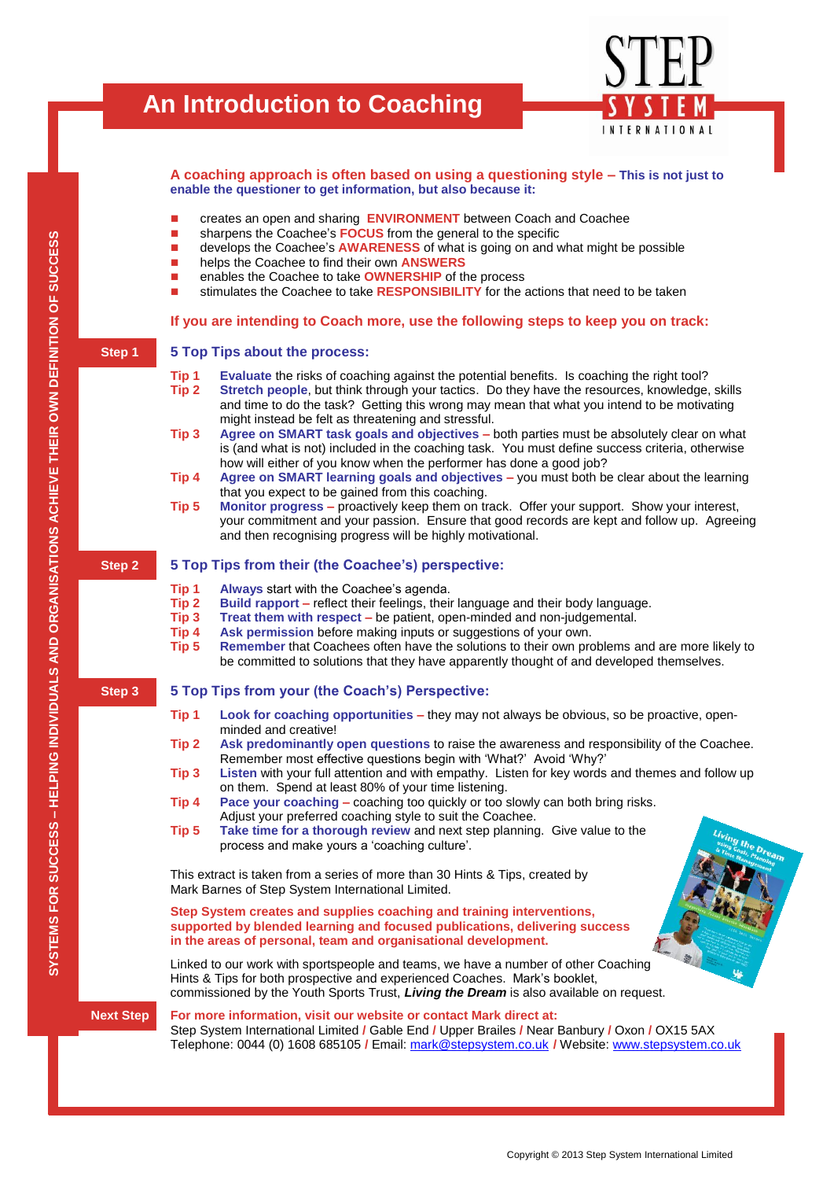# An Introduction to Coaching

STEP SYSTEM INTERNATIONAL

SYSTEMS FOR SUCCESS – HELPING INDIVIDUALS AND ORGANISATIONS ACHIEVE THEIR OWN DEFINITION OF SUCCESS

**A coaching approach is often based on using a questioning style – This is not just to enable the questioner to get information, but also because it:**

- creates an open and sharing **ENVIRONMENT** between Coach and Coachee
- sharpens the Coachee's **FOCUS** from the general to the specific
- develops the Coachee's **AWARENESS** of what is going on and what might be possible
- helps the Coachee to find their own **ANSWERS**
- enables the Coachee to take **OWNERSHIP** of the process
- stimulates the Coachee to take **RESPONSIBILITY** for the actions that need to be taken

**If you are intending to Coach more, use the following steps to keep you on track:**

## Step 1 – 5 Top Tips about the process:

**Tip 1** **Evaluate** the risks of coaching against the potential benefits. Is coaching the right tool?

**Tip 2** **Stretch people**, but think through your tactics. Do they have the resources, knowledge, skills and time to do the task? Getting this wrong may mean that what you intend to be motivating might instead be felt as threatening and stressful.

**Tip 3** **Agree on SMART task goals and objectives** – both parties must be absolutely clear on what is (and what is not) included in the coaching task. You must define success criteria, otherwise how will either of you know when the performer has done a good job?

**Tip 4** **Agree on SMART learning goals and objectives** – you must both be clear about the learning that you expect to be gained from this coaching.

**Tip 5** **Monitor progress** – proactively keep them on track. Offer your support. Show your interest, your commitment and your passion. Ensure that good records are kept and follow up. Agreeing and then recognising progress will be highly motivational.

## Step 2 – 5 Top Tips from their (the Coachee's) perspective:

**Tip 1** **Always** start with the Coachee's agenda.

**Tip 2** **Build rapport** – reflect their feelings, their language and their body language.

**Tip 3** **Treat them with respect** – be patient, open-minded and non-judgemental.

**Tip 4** **Ask permission** before making inputs or suggestions of your own.

**Tip 5** **Remember** that Coachees often have the solutions to their own problems and are more likely to be committed to solutions that they have apparently thought of and developed themselves.

## Step 3 – 5 Top Tips from your (the Coach's) Perspective:

**Tip 1** **Look for coaching opportunities** – they may not always be obvious, so be proactive, open-minded and creative!

**Tip 2** **Ask predominantly open questions** to raise the awareness and responsibility of the Coachee. Remember most effective questions begin with 'What?' Avoid 'Why?'

**Tip 3** **Listen** with your full attention and with empathy. Listen for key words and themes and follow up on them. Spend at least 80% of your time listening.

**Tip 4** **Pace your coaching** – coaching too quickly or too slowly can both bring risks. Adjust your preferred coaching style to suit the Coachee.

**Tip 5** **Take time for a thorough review** and next step planning. Give value to the process and make yours a 'coaching culture'.

This extract is taken from a series of more than 30 Hints & Tips, created by Mark Barnes of Step System International Limited.

**Step System creates and supplies coaching and training interventions, supported by blended learning and focused publications, delivering success in the areas of personal, team and organisational development.**

Linked to our work with sportspeople and teams, we have a number of other Coaching Hints & Tips for both prospective and experienced Coaches. Mark's booklet, commissioned by the Youth Sports Trust, ***Living the Dream*** is also available on request.

## Next Step

**For more information, visit our website or contact Mark direct at:**

Step System International Limited / Gable End / Upper Brailes / Near Banbury / Oxon / OX15 5AX
Telephone: 0044 (0) 1608 685105 / Email: mark@stepsystem.co.uk / Website: www.stepsystem.co.uk

Copyright © 2013 Step System International Limited